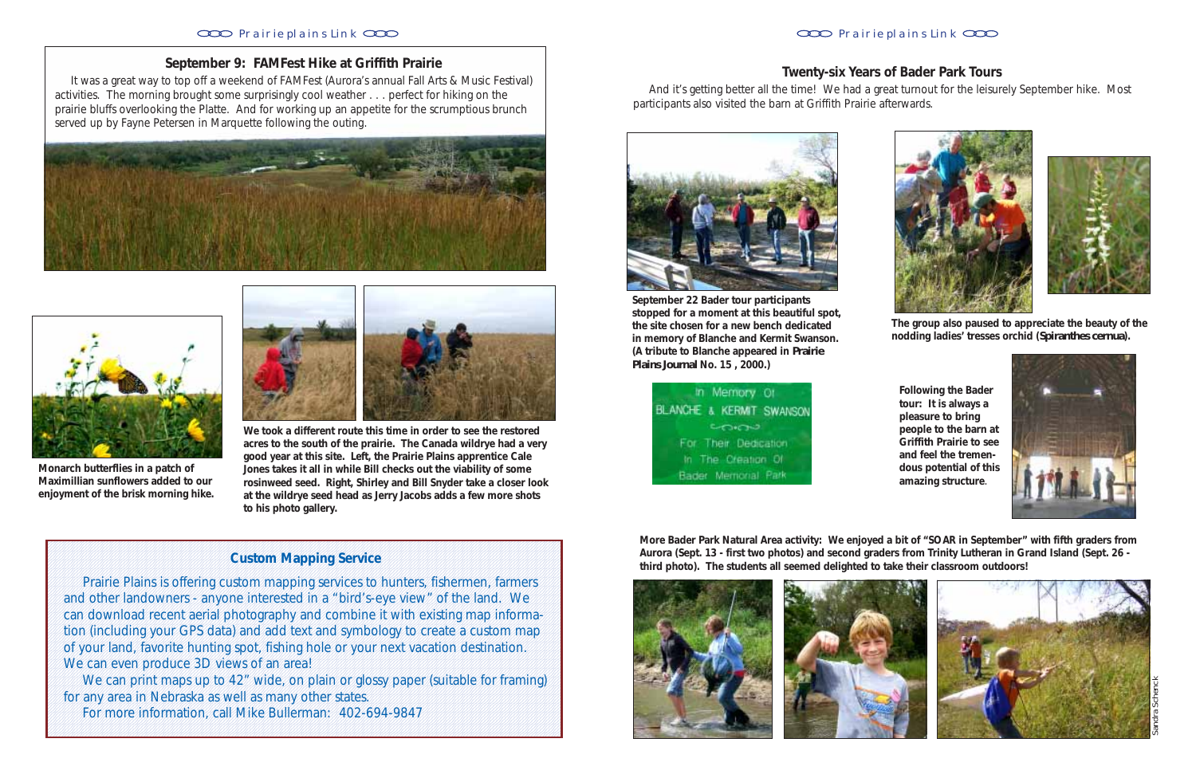## September 9: FAMFest Hike at Griffith Prairie

It was a great way to top off a weekend of FAMFest (Aurora's annual Fall Arts & Music Festival) activities. The morning brought some surprisingly cool weather . . . perfect for hiking on the prairie bluffs overlooking the Platte. And for working up an appetite for the scrumptious brunch served up by Fayne Petersen in Marquette following the outing.

**Monarch butterflies in a patch of Maximillian sunflowers added to our enjoyment of the brisk morning hike.**

**We took a different route this time in order to see the restored acres to the south of the prairie. The Canada wildrye had a very good year at this site. Left, the Prairie Plains apprentice Cale Jones takes it all in while Bill checks out the viability of some rosinweed seed. Right, Shirley and Bill Snyder take a closer look at the wildrye seed head as Jerry Jacobs adds a few more shots to his photo gallery.**

### Custom Mapping Service

Prairie Plains is offering custom mapping services to hunters, fishermen, farmers and other landowners - anyone interested in a "bird's-eye view" of the land. We can download recent aerial photography and combine it with existing map information (including your GPS data) and add text and symbology to create a custom map of your land, favorite hunting spot, fishing hole or your next vacation destination. We can even produce 3D views of an area!

We can print maps up to 42" wide, on plain or glossy paper (suitable for framing) for any area in Nebraska as well as many other states.

For more information, call Mike Bullerman: 402-694-9847

## Twenty-six Years of Bader Park Tours

And it's getting better all the time! We had a great turnout for the leisurely September hike. Most participants also visited the barn at Griffith Prairie afterwards.

**September 22 Bader tour participants stopped for a moment at this beautiful spot, the site chosen for a new bench dedicated in memory of Blanche and Kermit Swanson. (A tribute to Blanche appeared in *Prairie Plains Journal* No. 15 , 2000.)**

In Memory Of
BLANCHE & KERMIT SWANSON
For Their Dedication
In The Creation Of
Bader Memorial Park

**The group also paused to appreciate the beauty of the nodding ladies' tresses orchid (*Spiranthes cernua*).**

**Following the Bader tour: It is always a pleasure to bring people to the barn at Griffith Prairie to see and feel the tremendous potential of this amazing structure.**

**More Bader Park Natural Area activity: We enjoyed a bit of "SOAR in September" with fifth graders from Aurora (Sept. 13 - first two photos) and second graders from Trinity Lutheran in Grand Island (Sept. 26 - third photo). The students all seemed delighted to take their classroom outdoors!**

Sandra Schenck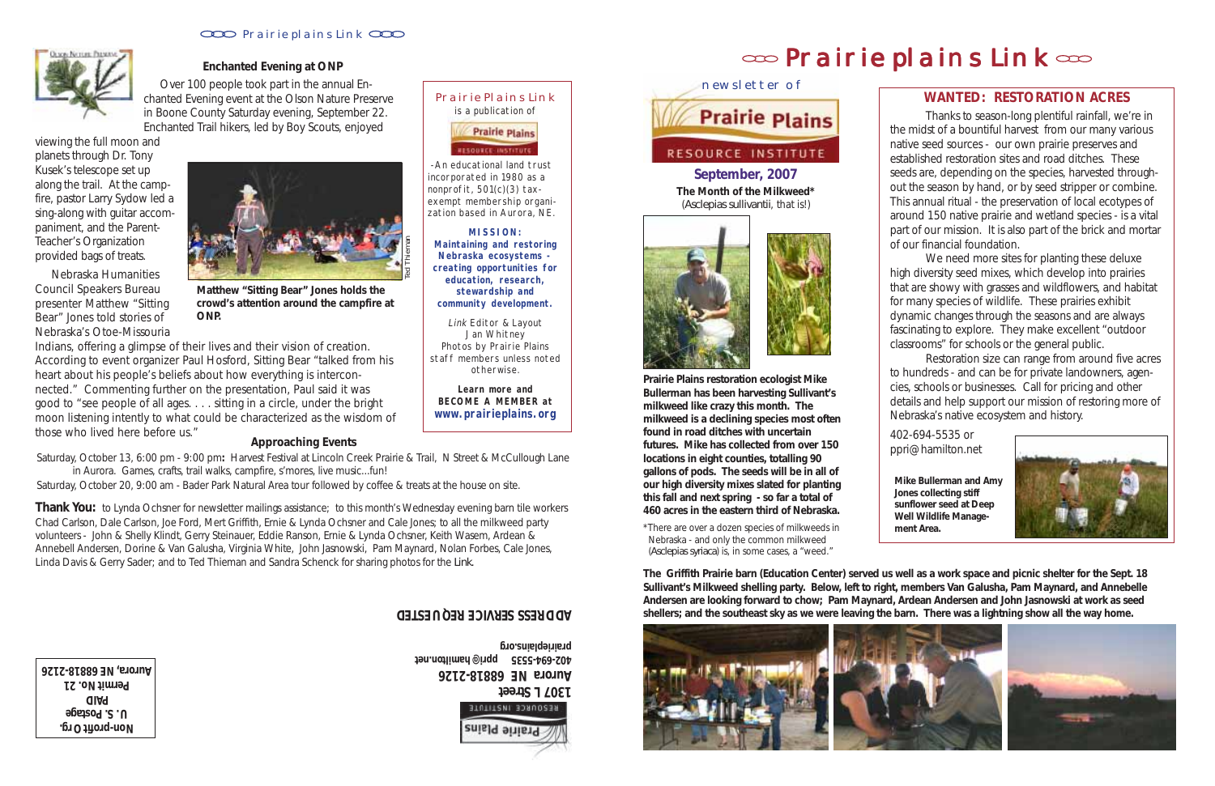# Prairie plains Link

newsletter of

Prairie Plains RESOURCE INSTITUTE

**September, 2007**

**The Month of the Milkweed*** (*Asclepias sullivantii*, that is!)

**Prairie Plains restoration ecologist Mike Bullerman has been harvesting Sullivant's milkweed like crazy this month. The milkweed is a declining species most often found in road ditches with uncertain futures. Mike has collected from over 150 locations in eight counties, totalling 90 gallons of pods. The seeds will be in all of our high diversity mixes slated for planting this fall and next spring - so far a total of 460 acres in the eastern third of Nebraska.**

*There are over a dozen species of milkweeds in Nebraska - and only the common milkweed (*Asclepias syriaca*) is, in some cases, a "weed."

## WANTED: RESTORATION ACRES

Thanks to season-long plentiful rainfall, we're in the midst of a bountiful harvest from our many various native seed sources - our own prairie preserves and established restoration sites and road ditches. These seeds are, depending on the species, harvested throughout the season by hand, or by seed stripper or combine. This annual ritual - the preservation of local ecotypes of around 150 native prairie and wetland species - is a vital part of our mission. It is also part of the brick and mortar of our financial foundation.

We need more sites for planting these deluxe high diversity seed mixes, which develop into prairies that are showy with grasses and wildflowers, and habitat for many species of wildlife. These prairies exhibit dynamic changes through the seasons and are always fascinating to explore. They make excellent "outdoor classrooms" for schools or the general public.

Restoration size can range from around five acres to hundreds - and can be for private landowners, agencies, schools or businesses. Call for pricing and other details and help support our mission of restoring more of Nebraska's native ecosystem and history.

402-694-5535 or ppri@hamilton.net

**Mike Bullerman and Amy Jones collecting stiff sunflower seed at Deep Well Wildlife Management Area.**

**The Griffith Prairie barn (Education Center) served us well as a work space and picnic shelter for the Sept. 18 Sullivant's Milkweed shelling party. Below, left to right, members Van Galusha, Pam Maynard, and Annebelle Andersen are looking forward to chow; Pam Maynard, Ardean Andersen and John Jasnowski at work as seed shellers; and the southeast sky as we were leaving the barn. There was a lightning show all the way home.**